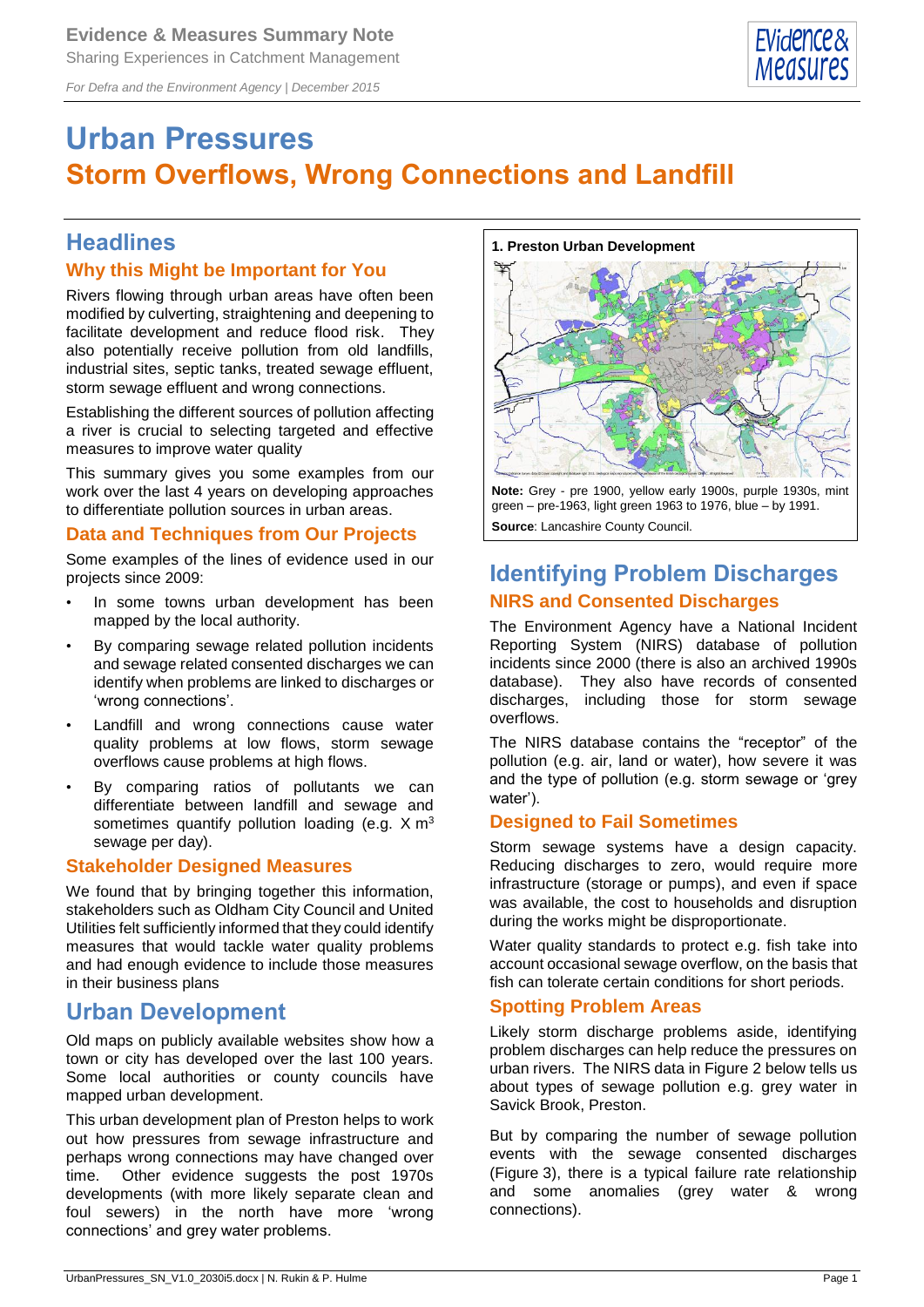Evidence & Measures Summary Note

Sharing Experiences in Catchment Management

*For Defra and the Environment Agency | December 2015*

# Urban Pressures
# Storm Overflows, Wrong Connections and Landfill

## Headlines

### Why this Might be Important for You

Rivers flowing through urban areas have often been modified by culverting, straightening and deepening to facilitate development and reduce flood risk. They also potentially receive pollution from old landfills, industrial sites, septic tanks, treated sewage effluent, storm sewage effluent and wrong connections.

Establishing the different sources of pollution affecting a river is crucial to selecting targeted and effective measures to improve water quality

This summary gives you some examples from our work over the last 4 years on developing approaches to differentiate pollution sources in urban areas.

### Data and Techniques from Our Projects

Some examples of the lines of evidence used in our projects since 2009:

- In some towns urban development has been mapped by the local authority.
- By comparing sewage related pollution incidents and sewage related consented discharges we can identify when problems are linked to discharges or 'wrong connections'.
- Landfill and wrong connections cause water quality problems at low flows, storm sewage overflows cause problems at high flows.
- By comparing ratios of pollutants we can differentiate between landfill and sewage and sometimes quantify pollution loading (e.g. X $m^3$ sewage per day).

### Stakeholder Designed Measures

We found that by bringing together this information, stakeholders such as Oldham City Council and United Utilities felt sufficiently informed that they could identify measures that would tackle water quality problems and had enough evidence to include those measures in their business plans

## Urban Development

Old maps on publicly available websites show how a town or city has developed over the last 100 years. Some local authorities or county councils have mapped urban development.

This urban development plan of Preston helps to work out how pressures from sewage infrastructure and perhaps wrong connections may have changed over time. Other evidence suggests the post 1970s developments (with more likely separate clean and foul sewers) in the north have more 'wrong connections' and grey water problems.

**1. Preston Urban Development**

**Note:** Grey - pre 1900, yellow early 1900s, purple 1930s, mint green – pre-1963, light green 1963 to 1976, blue – by 1991.

**Source**: Lancashire County Council.

## Identifying Problem Discharges

### NIRS and Consented Discharges

The Environment Agency have a National Incident Reporting System (NIRS) database of pollution incidents since 2000 (there is also an archived 1990s database). They also have records of consented discharges, including those for storm sewage overflows.

The NIRS database contains the "receptor" of the pollution (e.g. air, land or water), how severe it was and the type of pollution (e.g. storm sewage or 'grey water').

### Designed to Fail Sometimes

Storm sewage systems have a design capacity. Reducing discharges to zero, would require more infrastructure (storage or pumps), and even if space was available, the cost to households and disruption during the works might be disproportionate.

Water quality standards to protect e.g. fish take into account occasional sewage overflow, on the basis that fish can tolerate certain conditions for short periods.

### Spotting Problem Areas

Likely storm discharge problems aside, identifying problem discharges can help reduce the pressures on urban rivers. The NIRS data in Figure 2 below tells us about types of sewage pollution e.g. grey water in Savick Brook, Preston.

But by comparing the number of sewage pollution events with the sewage consented discharges (Figure 3), there is a typical failure rate relationship and some anomalies (grey water & wrong connections).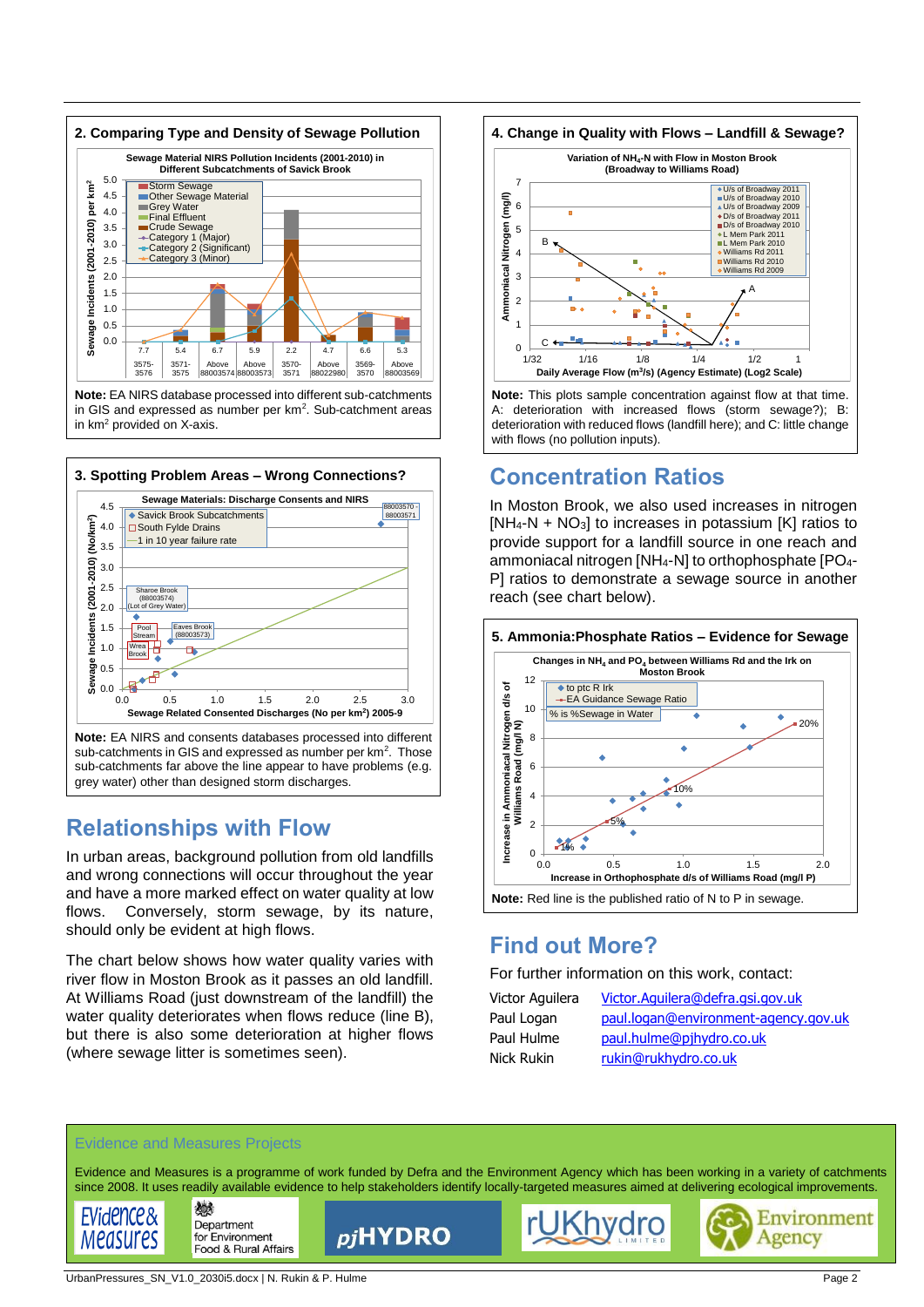### 2. Comparing Type and Density of Sewage Pollution

Sewage Material NIRS Pollution Incidents (2001-2010) in Different Subcatchments of Savick Brook

Sewage Incidents (2001-2010) per km²

5.0
4.5
4.0
3.5
3.0
2.5
2.0
1.5
1.0
0.5
0.0

Storm Sewage
Other Sewage Material
Grey Water
Final Effluent
Crude Sewage
Category 1 (Major)
Category 2 (Significant)
Category 3 (Minor)

7.7 5.4 6.7 5.9 2.2 4.7 6.6 5.3

3575-3576 | 3571-3575 | Above 88003574 | Above 88003573 | 3570-3571 | Above 88022980 | 3569-3570 | Above 88003569

**Note:** EA NIRS database processed into different sub-catchments in GIS and expressed as number per km². Sub-catchment areas in km² provided on X-axis.

### 3. Spotting Problem Areas – Wrong Connections?

Sewage Materials: Discharge Consents and NIRS

Sewage Incidents (2001-2010) (No/km²)

4.5
4.0
3.5
3.0
2.5
2.0
1.5
1.0
0.5
0.0

Savick Brook Subcatchments
South Fylde Drains
1 in 10 year failure rate

88003570 - 88003571
Sharoe Brook (88003574) (Lot of Grey Water)
Pool Stream
Eaves Brook (88003573)
Wrea Brook

0.0 0.5 1.0 1.5 2.0 2.5 3.0

Sewage Related Consented Discharges (No per km²) 2005-9

**Note:** EA NIRS and consents databases processed into different sub-catchments in GIS and expressed as number per km². Those sub-catchments far above the line appear to have problems (e.g. grey water) other than designed storm discharges.

## Relationships with Flow

In urban areas, background pollution from old landfills and wrong connections will occur throughout the year and have a more marked effect on water quality at low flows. Conversely, storm sewage, by its nature, should only be evident at high flows.

The chart below shows how water quality varies with river flow in Moston Brook as it passes an old landfill. At Williams Road (just downstream of the landfill) the water quality deteriorates when flows reduce (line B), but there is also some deterioration at higher flows (where sewage litter is sometimes seen).

### 4. Change in Quality with Flows – Landfill & Sewage?

Variation of $NH_4$-N with Flow in Moston Brook (Broadway to Williams Road)

Ammoniacal Nitrogen (mg/l)

7
6
5
4
3
2
1
0

U/s of Broadway 2011
U/s of Broadway 2010
U/s of Broadway 2009
D/s of Broadway 2011
D/s of Broadway 2010
L Mem Park 2011
L Mem Park 2010
Williams Rd 2011
Williams Rd 2010
Williams Rd 2009

B
A
C

1/32 1/16 1/8 1/4 1/2 1

Daily Average Flow (m³/s) (Agency Estimate) (Log2 Scale)

**Note:** This plots sample concentration against flow at that time. A: deterioration with increased flows (storm sewage?); B: deterioration with reduced flows (landfill here); and C: little change with flows (no pollution inputs).

## Concentration Ratios

In Moston Brook, we also used increases in nitrogen [$NH_4$-N + $NO_3$] to increases in potassium [K] ratios to provide support for a landfill source in one reach and ammoniacal nitrogen [$NH_4$-N] to orthophosphate [$PO_4$-P] ratios to demonstrate a sewage source in another reach (see chart below).

### 5. Ammonia:Phosphate Ratios – Evidence for Sewage

Changes in $NH_4$ and $PO_4$ between Williams Rd and the Irk on Moston Brook

Increase in Ammoniacal Nitrogen d/s of Williams Road (mg/l N)

12
10
8
6
4
2
0

to ptc R Irk
EA Guidance Sewage Ratio
% is %Sewage in Water

20%
10%
5%
1%

0.0 0.5 1.0 1.5 2.0

Increase in Orthophosphate d/s of Williams Road (mg/l P)

**Note:** Red line is the published ratio of N to P in sewage.

## Find out More?

For further information on this work, contact:

| | |
|---|---|
| Victor Aguilera | Victor.Aguilera@defra.gsi.gov.uk |
| Paul Logan | paul.logan@environment-agency.gov.uk |
| Paul Hulme | paul.hulme@pjhydro.co.uk |
| Nick Rukin | rukin@rukhydro.co.uk |

Evidence and Measures Projects

Evidence and Measures is a programme of work funded by Defra and the Environment Agency which has been working in a variety of catchments since 2008. It uses readily available evidence to help stakeholders identify locally-targeted measures aimed at delivering ecological improvements.

Evidence & Measures | Department for Environment Food & Rural Affairs | pjHYDRO | rUKhydro LIMITED | Environment Agency